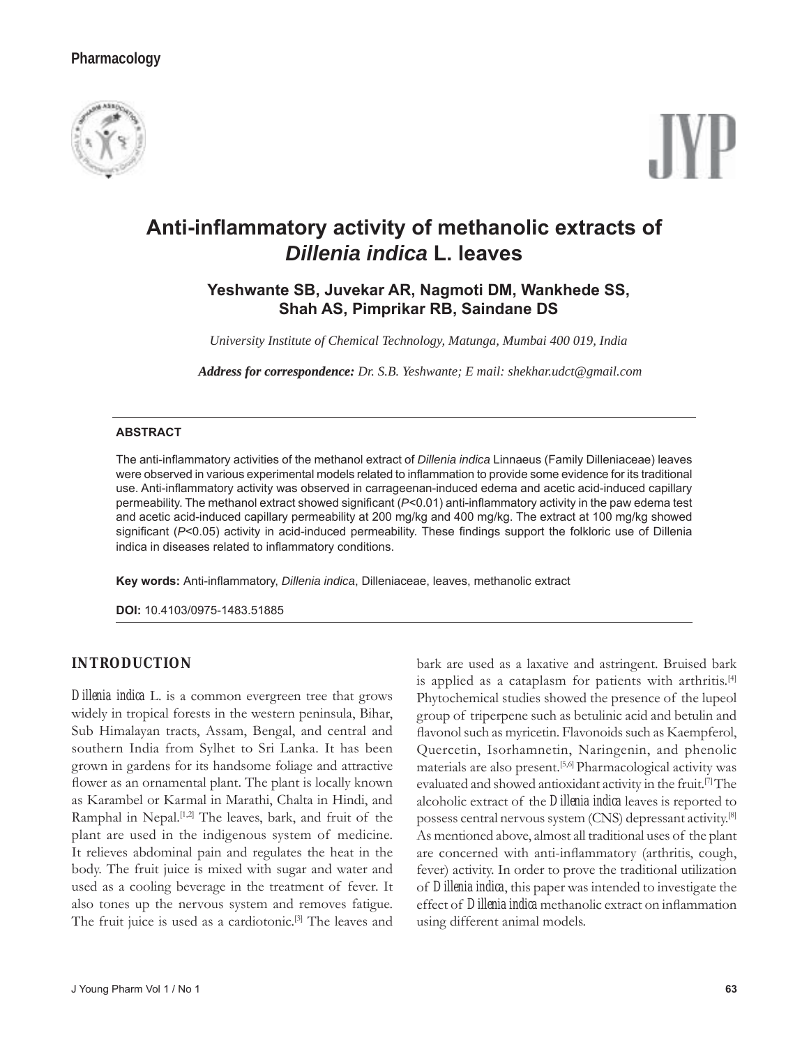Pharmacology

# Anti-inflammatory activity of methanolic extracts of *Dillenia indica* L. leaves

**Yeshwante SB, Juvekar AR, Nagmoti DM, Wankhede SS, Shah AS, Pimprikar RB, Saindane DS**

*University Institute of Chemical Technology, Matunga, Mumbai 400 019, India*

***Address for correspondence:*** *Dr. S.B. Yeshwante; E mail: shekhar.udct@gmail.com*

## ABSTRACT

The anti-inflammatory activities of the methanol extract of *Dillenia indica* Linnaeus (Family Dilleniaceae) leaves were observed in various experimental models related to inflammation to provide some evidence for its traditional use. Anti-inflammatory activity was observed in carrageenan-induced edema and acetic acid-induced capillary permeability. The methanol extract showed significant ($P<0.01$) anti-inflammatory activity in the paw edema test and acetic acid-induced capillary permeability at 200 mg/kg and 400 mg/kg. The extract at 100 mg/kg showed significant ($P<0.05$) activity in acid-induced permeability. These findings support the folkloric use of Dillenia indica in diseases related to inflammatory conditions.

**Key words:** Anti-inflammatory, *Dillenia indica*, Dilleniaceae, leaves, methanolic extract

**DOI:** 10.4103/0975-1483.51885

## INTRODUCTION

*Dillenia indica* L. is a common evergreen tree that grows widely in tropical forests in the western peninsula, Bihar, Sub Himalayan tracts, Assam, Bengal, and central and southern India from Sylhet to Sri Lanka. It has been grown in gardens for its handsome foliage and attractive flower as an ornamental plant. The plant is locally known as Karambel or Karmal in Marathi, Chalta in Hindi, and Ramphal in Nepal.[1,2] The leaves, bark, and fruit of the plant are used in the indigenous system of medicine. It relieves abdominal pain and regulates the heat in the body. The fruit juice is mixed with sugar and water and used as a cooling beverage in the treatment of fever. It also tones up the nervous system and removes fatigue. The fruit juice is used as a cardiotonic.[3] The leaves and bark are used as a laxative and astringent. Bruised bark is applied as a cataplasm for patients with arthritis.[4] Phytochemical studies showed the presence of the lupeol group of triperpene such as betulinic acid and betulin and flavonol such as myricetin. Flavonoids such as Kaempferol, Quercetin, Isorhamnetin, Naringenin, and phenolic materials are also present.[5,6] Pharmacological activity was evaluated and showed antioxidant activity in the fruit.[7] The alcoholic extract of the *Dillenia indica* leaves is reported to possess central nervous system (CNS) depressant activity.[8] As mentioned above, almost all traditional uses of the plant are concerned with anti-inflammatory (arthritis, cough, fever) activity. In order to prove the traditional utilization of *Dillenia indica*, this paper was intended to investigate the effect of *Dillenia indica* methanolic extract on inflammation using different animal models.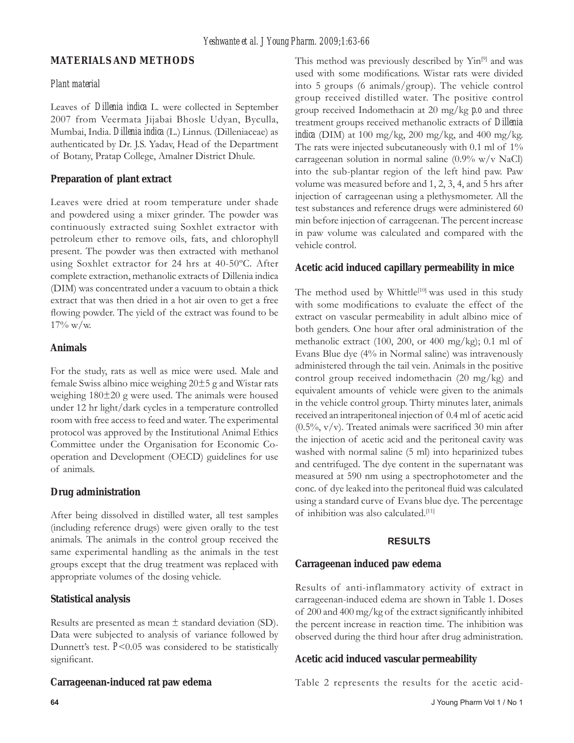## MATERIALS AND METHODS

### *Plant material*

Leaves of *Dillenia indica* L. were collected in September 2007 from Veermata Jijabai Bhosle Udyan, Byculla, Mumbai, India. *Dillenia indica* (L.) Linnus. (Dilleniaceae) as authenticated by Dr. J.S. Yadav, Head of the Department of Botany, Pratap College, Amalner District Dhule.

### Preparation of plant extract

Leaves were dried at room temperature under shade and powdered using a mixer grinder. The powder was continuously extracted suing Soxhlet extractor with petroleum ether to remove oils, fats, and chlorophyll present. The powder was then extracted with methanol using Soxhlet extractor for 24 hrs at 40-50ºC. After complete extraction, methanolic extracts of Dillenia indica (DIM) was concentrated under a vacuum to obtain a thick extract that was then dried in a hot air oven to get a free flowing powder. The yield of the extract was found to be 17% w/w.

### Animals

For the study, rats as well as mice were used. Male and female Swiss albino mice weighing 20±5 g and Wistar rats weighing 180±20 g were used. The animals were housed under 12 hr light/dark cycles in a temperature controlled room with free access to feed and water. The experimental protocol was approved by the Institutional Animal Ethics Committee under the Organisation for Economic Co-operation and Development (OECD) guidelines for use of animals.

### Drug administration

After being dissolved in distilled water, all test samples (including reference drugs) were given orally to the test animals. The animals in the control group received the same experimental handling as the animals in the test groups except that the drug treatment was replaced with appropriate volumes of the dosing vehicle.

### Statistical analysis

Results are presented as mean ± standard deviation (SD). Data were subjected to analysis of variance followed by Dunnett's test. $P<0.05$ was considered to be statistically significant.

### Carrageenan-induced rat paw edema

This method was previously described by Yin[9] and was used with some modifications. Wistar rats were divided into 5 groups (6 animals/group). The vehicle control group received distilled water. The positive control group received Indomethacin at 20 mg/kg p.o and three treatment groups received methanolic extracts of *Dillenia indica* (DIM) at 100 mg/kg, 200 mg/kg, and 400 mg/kg. The rats were injected subcutaneously with 0.1 ml of 1% carrageenan solution in normal saline (0.9% w/v NaCl) into the sub-plantar region of the left hind paw. Paw volume was measured before and 1, 2, 3, 4, and 5 hrs after injection of carrageenan using a plethysmometer. All the test substances and reference drugs were administered 60 min before injection of carrageenan. The percent increase in paw volume was calculated and compared with the vehicle control.

### Acetic acid induced capillary permeability in mice

The method used by Whittle[10] was used in this study with some modifications to evaluate the effect of the extract on vascular permeability in adult albino mice of both genders. One hour after oral administration of the methanolic extract (100, 200, or 400 mg/kg); 0.1 ml of Evans Blue dye (4% in Normal saline) was intravenously administered through the tail vein. Animals in the positive control group received indomethacin (20 mg/kg) and equivalent amounts of vehicle were given to the animals in the vehicle control group. Thirty minutes later, animals received an intraperitoneal injection of 0.4 ml of acetic acid (0.5%, v/v). Treated animals were sacrificed 30 min after the injection of acetic acid and the peritoneal cavity was washed with normal saline (5 ml) into heparinized tubes and centrifuged. The dye content in the supernatant was measured at 590 nm using a spectrophotometer and the conc. of dye leaked into the peritoneal fluid was calculated using a standard curve of Evans blue dye. The percentage of inhibition was also calculated.[11]

## RESULTS

### Carrageenan induced paw edema

Results of anti-inflammatory activity of extract in carrageenan-induced edema are shown in Table 1. Doses of 200 and 400 mg/kg of the extract significantly inhibited the percent increase in reaction time. The inhibition was observed during the third hour after drug administration.

### Acetic acid induced vascular permeability

Table 2 represents the results for the acetic acid-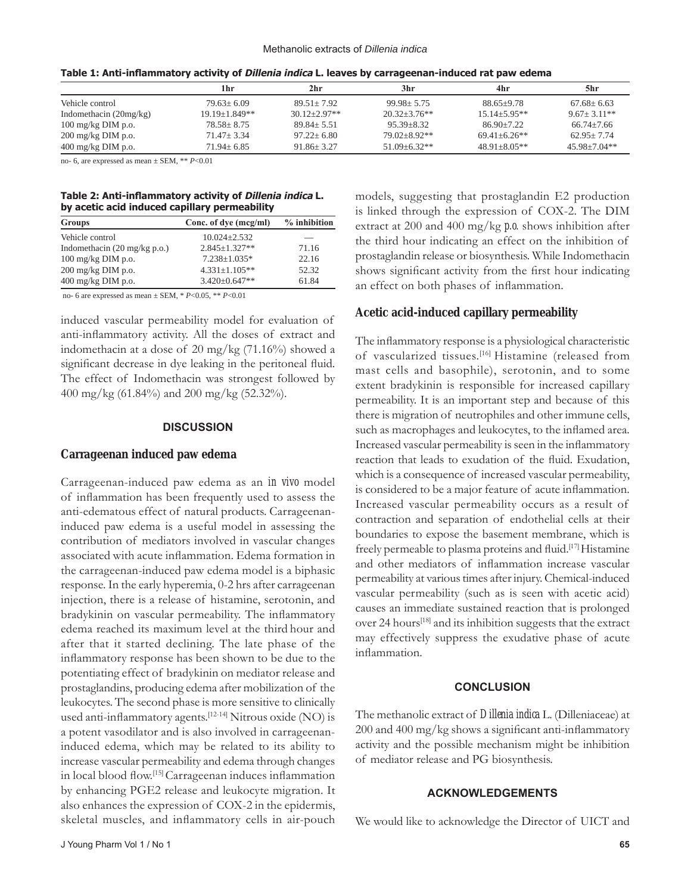**Table 1: Anti-inflammatory activity of *Dillenia indica* L. leaves by carrageenan-induced rat paw edema**

| | 1hr | 2hr | 3hr | 4hr | 5hr |
|---|---|---|---|---|---|
| Vehicle control | 79.63± 6.09 | 89.51± 7.92 | 99.98± 5.75 | 88.65±9.78 | 67.68± 6.63 |
| Indomethacin (20mg/kg) | 19.19±1.849** | 30.12±2.97** | 20.32±3.76** | 15.14±5.95** | 9.67± 3.11** |
| 100 mg/kg DIM p.o. | 78.58± 8.75 | 89.84± 5.51 | 95.39±8.32 | 86.90±7.22 | 66.74±7.66 |
| 200 mg/kg DIM p.o. | 71.47± 3.34 | 97.22± 6.80 | 79.02±8.92** | 69.41±6.26** | 62.95± 7.74 |
| 400 mg/kg DIM p.o. | 71.94± 6.85 | 91.86± 3.27 | 51.09±6.32** | 48.91±8.05** | 45.98±7.04** |

no- 6, are expressed as mean ± SEM, ** $P<0.01$

**Table 2: Anti-inflammatory activity of *Dillenia indica* L. by acetic acid induced capillary permeability**

| Groups | Conc. of dye (mcg/ml) | % inhibition |
|---|---|---|
| Vehicle control | 10.024±2.532 | — |
| Indomethacin (20 mg/kg p.o.) | 2.845±1.327** | 71.16 |
| 100 mg/kg DIM p.o. | 7.238±1.035* | 22.16 |
| 200 mg/kg DIM p.o. | 4.331±1.105** | 52.32 |
| 400 mg/kg DIM p.o. | 3.420±0.647** | 61.84 |

no- 6 are expressed as mean ± SEM, * $P<0.05$, ** $P<0.01$

induced vascular permeability model for evaluation of anti-inflammatory activity. All the doses of extract and indomethacin at a dose of 20 mg/kg (71.16%) showed a significant decrease in dye leaking in the peritoneal fluid. The effect of Indomethacin was strongest followed by 400 mg/kg (61.84%) and 200 mg/kg (52.32%).

## DISCUSSION

### Carrageenan induced paw edema

Carrageenan-induced paw edema as an *in vivo* model of inflammation has been frequently used to assess the anti-edematous effect of natural products. Carrageenan-induced paw edema is a useful model in assessing the contribution of mediators involved in vascular changes associated with acute inflammation. Edema formation in the carrageenan-induced paw edema model is a biphasic response. In the early hyperemia, 0-2 hrs after carrageenan injection, there is a release of histamine, serotonin, and bradykinin on vascular permeability. The inflammatory edema reached its maximum level at the third hour and after that it started declining. The late phase of the inflammatory response has been shown to be due to the potentiating effect of bradykinin on mediator release and prostaglandins, producing edema after mobilization of the leukocytes. The second phase is more sensitive to clinically used anti-inflammatory agents.[12-14] Nitrous oxide (NO) is a potent vasodilator and is also involved in carrageenan-induced edema, which may be related to its ability to increase vascular permeability and edema through changes in local blood flow.[15] Carrageenan induces inflammation by enhancing PGE2 release and leukocyte migration. It also enhances the expression of COX-2 in the epidermis, skeletal muscles, and inflammatory cells in air-pouch models, suggesting that prostaglandin E2 production is linked through the expression of COX-2. The DIM extract at 200 and 400 mg/kg *p.o.* shows inhibition after the third hour indicating an effect on the inhibition of prostaglandin release or biosynthesis. While Indomethacin shows significant activity from the first hour indicating an effect on both phases of inflammation.

### Acetic acid-induced capillary permeability

The inflammatory response is a physiological characteristic of vascularized tissues.[16] Histamine (released from mast cells and basophile), serotonin, and to some extent bradykinin is responsible for increased capillary permeability. It is an important step and because of this there is migration of neutrophiles and other immune cells, such as macrophages and leukocytes, to the inflamed area. Increased vascular permeability is seen in the inflammatory reaction that leads to exudation of the fluid. Exudation, which is a consequence of increased vascular permeability, is considered to be a major feature of acute inflammation. Increased vascular permeability occurs as a result of contraction and separation of endothelial cells at their boundaries to expose the basement membrane, which is freely permeable to plasma proteins and fluid.[17] Histamine and other mediators of inflammation increase vascular permeability at various times after injury. Chemical-induced vascular permeability (such as is seen with acetic acid) causes an immediate sustained reaction that is prolonged over 24 hours[18] and its inhibition suggests that the extract may effectively suppress the exudative phase of acute inflammation.

## CONCLUSION

The methanolic extract of *Dillenia indica* L. (Dilleniaceae) at 200 and 400 mg/kg shows a significant anti-inflammatory activity and the possible mechanism might be inhibition of mediator release and PG biosynthesis.

## ACKNOWLEDGEMENTS

We would like to acknowledge the Director of UICT and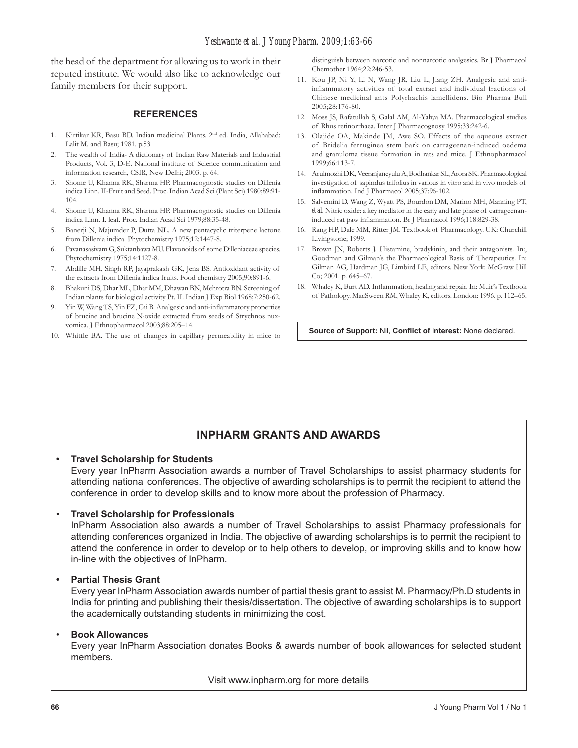the head of the department for allowing us to work in their reputed institute. We would also like to acknowledge our family members for their support.

## REFERENCES

1. Kirtikar KR, Basu BD. Indian medicinal Plants. 2nd ed. India, Allahabad: Lalit M. and Basu; 1981. p.53
2. The wealth of India- A dictionary of Indian Raw Materials and Industrial Products, Vol. 3, D-E. National institute of Science communication and information research, CSIR, New Delhi; 2003. p. 64.
3. Shome U, Khanna RK, Sharma HP. Pharmacognostic studies on Dillenia indica Linn. II-Fruit and Seed. Proc. Indian Acad Sci (Plant Sci) 1980;89:91-104.
4. Shome U, Khanna RK, Sharma HP. Pharmacognostic studies on Dillenia indica Linn. I. leaf. Proc. Indian Acad Sci 1979;88:35-48.
5. Banerji N, Majumder P, Dutta NL. A new pentacyclic triterpene lactone from Dillenia indica. Phytochemistry 1975;12:1447-8.
6. Pavanasasivam G, Suktanbawa MU. Flavonoids of some Dilleniaceae species. Phytochemistry 1975;14:1127-8.
7. Abdille MH, Singh RP, Jayaprakash GK, Jena BS. Antioxidant activity of the extracts from Dillenia indica fruits. Food chemistry 2005;90:891-6.
8. Bhakuni DS, Dhar ML, Dhar MM, Dhawan BN, Mehrotra BN. Screening of Indian plants for biological activity Pt. II. Indian J Exp Biol 1968;7:250-62.
9. Yin W, Wang TS, Yin FZ, Cai B. Analgesic and anti-inflammatory properties of brucine and brucine N-oxide extracted from seeds of Strychnos nux-vomica. J Ethnopharmacol 2003;88:205–14.
10. Whittle BA. The use of changes in capillary permeability in mice to distinguish between narcotic and nonnarcotic analgesics. Br J Pharmacol Chemother 1964;22:246-53.
11. Kou JP, Ni Y, Li N, Wang JR, Liu L, Jiang ZH. Analgesic and anti-inflammatory activities of total extract and individual fractions of Chinese medicinal ants Polyrhachis lamellidens. Bio Pharma Bull 2005;28:176-80.
12. Moss JS, Rafatullah S, Galal AM, Al-Yahya MA. Pharmacological studies of Rhus retinorrhaea. Inter J Pharmacognosy 1995;33:242-6.
13. Olajide OA, Makinde JM, Awe SO. Effects of the aqueous extract of Bridelia ferruginea stem bark on carrageenan-induced oedema and granuloma tissue formation in rats and mice. J Ethnopharmacol 1999;66:113-7.
14. Arulmozhi DK, Veeranjaneyulu A, Bodhankar SL, Arora SK. Pharmacological investigation of sapindus trifolius in various in vitro and in vivo models of inflammation. Ind J Pharmacol 2005;37:96-102.
15. Salvemini D, Wang Z, Wyatt PS, Bourdon DM, Marino MH, Manning PT, *et al*. Nitric oxide: a key mediator in the early and late phase of carrageenan-induced rat paw inflammation. Br J Pharmacol 1996;118:829-38.
16. Rang HP, Dale MM, Ritter JM. Textbook of Pharmacology. UK: Churchill Livingstone; 1999.
17. Brown JN, Roberts J. Histamine, bradykinin, and their antagonists. In:, Goodman and Gilman's the Pharmacological Basis of Therapeutics. In: Gilman AG, Hardman JG, Limbird LE, editors. New York: McGraw Hill Co; 2001. p. 645–67.
18. Whaley K, Burt AD. Inflammation, healing and repair. In: Muir's Textbook of Pathology. MacSween RM, Whaley K, editors. London: 1996. p. 112–65.

**Source of Support:** Nil, **Conflict of Interest:** None declared.

## INPHARM GRANTS AND AWARDS

- **Travel Scholarship for Students**
  Every year InPharm Association awards a number of Travel Scholarships to assist pharmacy students for attending national conferences. The objective of awarding scholarships is to permit the recipient to attend the conference in order to develop skills and to know more about the profession of Pharmacy.

- **Travel Scholarship for Professionals**
  InPharm Association also awards a number of Travel Scholarships to assist Pharmacy professionals for attending conferences organized in India. The objective of awarding scholarships is to permit the recipient to attend the conference in order to develop or to help others to develop, or improving skills and to know how in-line with the objectives of InPharm.

- **Partial Thesis Grant**
  Every year InPharm Association awards number of partial thesis grant to assist M. Pharmacy/Ph.D students in India for printing and publishing their thesis/dissertation. The objective of awarding scholarships is to support the academically outstanding students in minimizing the cost.

- **Book Allowances**
  Every year InPharm Association donates Books & awards number of book allowances for selected student members.

Visit www.inpharm.org for more details